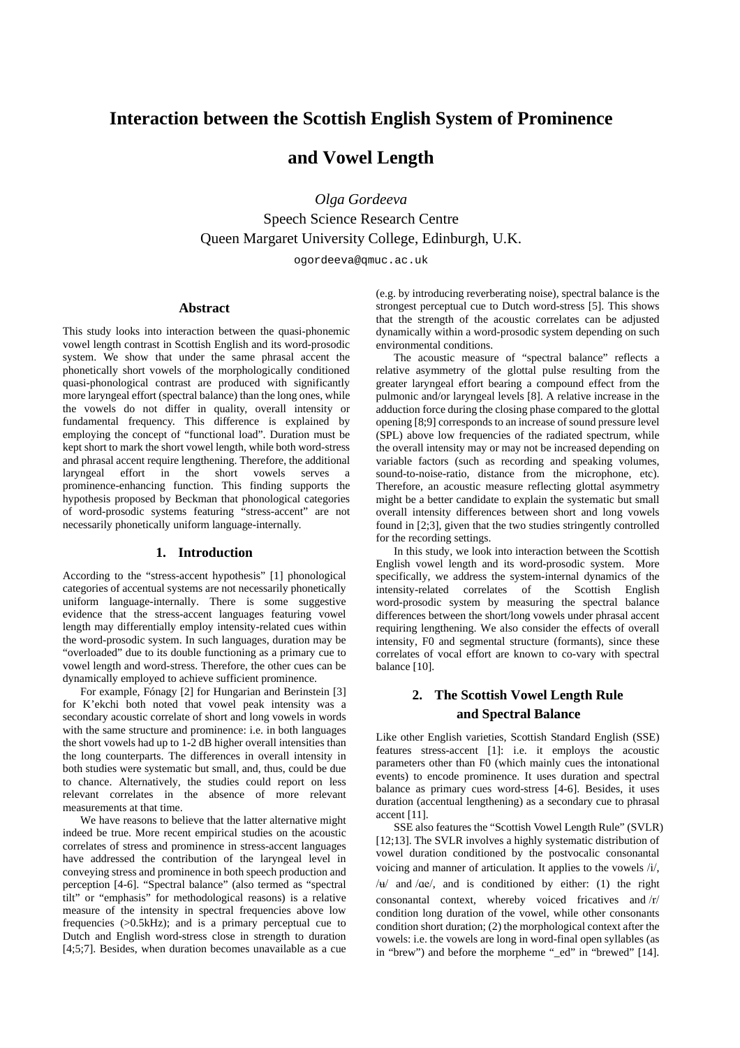# Interaction between the Scottish English System of Prominence and Vowel Length

*Olga Gordeeva*

Speech Science Research Centre
Queen Margaret University College, Edinburgh, U.K.

ogordeeva@qmuc.ac.uk

## Abstract

This study looks into interaction between the quasi-phonemic vowel length contrast in Scottish English and its word-prosodic system. We show that under the same phrasal accent the phonetically short vowels of the morphologically conditioned quasi-phonological contrast are produced with significantly more laryngeal effort (spectral balance) than the long ones, while the vowels do not differ in quality, overall intensity or fundamental frequency. This difference is explained by employing the concept of "functional load". Duration must be kept short to mark the short vowel length, while both word-stress and phrasal accent require lengthening. Therefore, the additional laryngeal effort in the short vowels serves a prominence-enhancing function. This finding supports the hypothesis proposed by Beckman that phonological categories of word-prosodic systems featuring "stress-accent" are not necessarily phonetically uniform language-internally.

## 1. Introduction

According to the "stress-accent hypothesis" [1] phonological categories of accentual systems are not necessarily phonetically uniform language-internally. There is some suggestive evidence that the stress-accent languages featuring vowel length may differentially employ intensity-related cues within the word-prosodic system. In such languages, duration may be "overloaded" due to its double functioning as a primary cue to vowel length and word-stress. Therefore, the other cues can be dynamically employed to achieve sufficient prominence.

For example, Fónagy [2] for Hungarian and Berinstein [3] for K'ekchi both noted that vowel peak intensity was a secondary acoustic correlate of short and long vowels in words with the same structure and prominence: i.e. in both languages the short vowels had up to 1-2 dB higher overall intensities than the long counterparts. The differences in overall intensity in both studies were systematic but small, and, thus, could be due to chance. Alternatively, the studies could report on less relevant correlates in the absence of more relevant measurements at that time.

We have reasons to believe that the latter alternative might indeed be true. More recent empirical studies on the acoustic correlates of stress and prominence in stress-accent languages have addressed the contribution of the laryngeal level in conveying stress and prominence in both speech production and perception [4-6]. "Spectral balance" (also termed as "spectral tilt" or "emphasis" for methodological reasons) is a relative measure of the intensity in spectral frequencies above low frequencies (>0.5kHz); and is a primary perceptual cue to Dutch and English word-stress close in strength to duration [4;5;7]. Besides, when duration becomes unavailable as a cue (e.g. by introducing reverberating noise), spectral balance is the strongest perceptual cue to Dutch word-stress [5]. This shows that the strength of the acoustic correlates can be adjusted dynamically within a word-prosodic system depending on such environmental conditions.

The acoustic measure of "spectral balance" reflects a relative asymmetry of the glottal pulse resulting from the greater laryngeal effort bearing a compound effect from the pulmonic and/or laryngeal levels [8]. A relative increase in the adduction force during the closing phase compared to the glottal opening [8;9] corresponds to an increase of sound pressure level (SPL) above low frequencies of the radiated spectrum, while the overall intensity may or may not be increased depending on variable factors (such as recording and speaking volumes, sound-to-noise-ratio, distance from the microphone, etc). Therefore, an acoustic measure reflecting glottal asymmetry might be a better candidate to explain the systematic but small overall intensity differences between short and long vowels found in [2;3], given that the two studies stringently controlled for the recording settings.

In this study, we look into interaction between the Scottish English vowel length and its word-prosodic system. More specifically, we address the system-internal dynamics of the intensity-related correlates of the Scottish English word-prosodic system by measuring the spectral balance differences between the short/long vowels under phrasal accent requiring lengthening. We also consider the effects of overall intensity, F0 and segmental structure (formants), since these correlates of vocal effort are known to co-vary with spectral balance [10].

## 2. The Scottish Vowel Length Rule and Spectral Balance

Like other English varieties, Scottish Standard English (SSE) features stress-accent [1]: i.e. it employs the acoustic parameters other than F0 (which mainly cues the intonational events) to encode prominence. It uses duration and spectral balance as primary cues word-stress [4-6]. Besides, it uses duration (accentual lengthening) as a secondary cue to phrasal accent [11].

SSE also features the "Scottish Vowel Length Rule" (SVLR) [12;13]. The SVLR involves a highly systematic distribution of vowel duration conditioned by the postvocalic consonantal voicing and manner of articulation. It applies to the vowels /i/, /ʉ/ and /ɑe/, and is conditioned by either: (1) the right consonantal context, whereby voiced fricatives and /r/ condition long duration of the vowel, while other consonants condition short duration; (2) the morphological context after the vowels: i.e. the vowels are long in word-final open syllables (as in "brew") and before the morpheme "_ed" in "brewed" [14].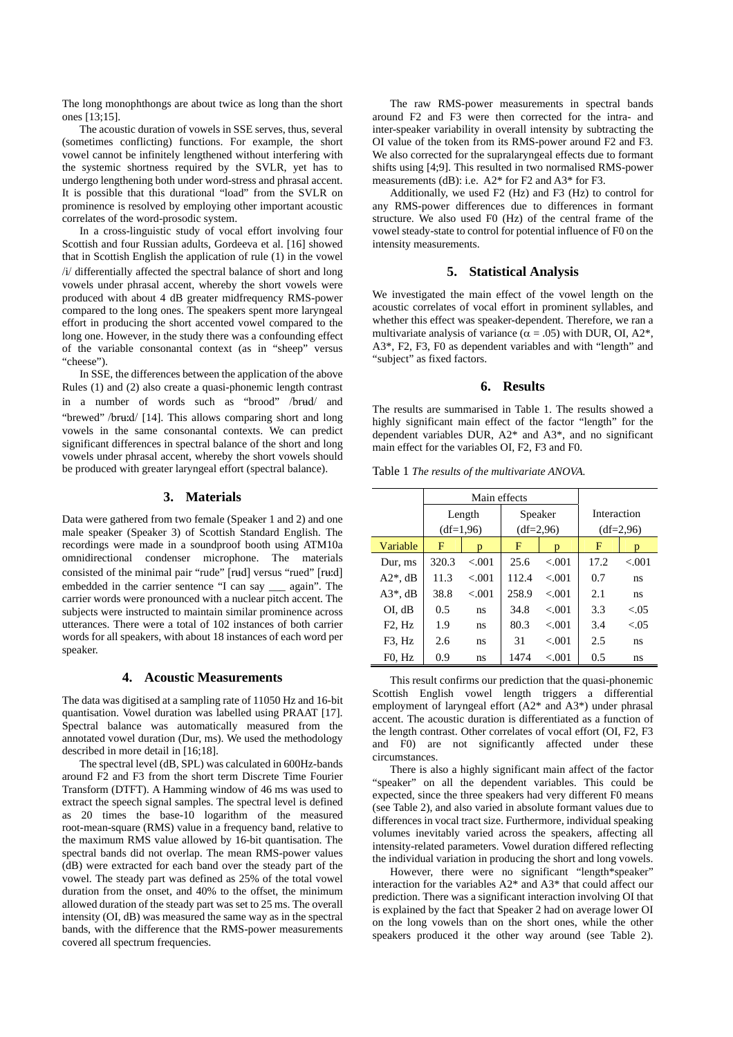The long monophthongs are about twice as long than the short ones [13;15].

The acoustic duration of vowels in SSE serves, thus, several (sometimes conflicting) functions. For example, the short vowel cannot be infinitely lengthened without interfering with the systemic shortness required by the SVLR, yet has to undergo lengthening both under word-stress and phrasal accent. It is possible that this durational "load" from the SVLR on prominence is resolved by employing other important acoustic correlates of the word-prosodic system.

In a cross-linguistic study of vocal effort involving four Scottish and four Russian adults, Gordeeva et al. [16] showed that in Scottish English the application of rule (1) in the vowel /i/ differentially affected the spectral balance of short and long vowels under phrasal accent, whereby the short vowels were produced with about 4 dB greater midfrequency RMS-power compared to the long ones. The speakers spent more laryngeal effort in producing the short accented vowel compared to the long one. However, in the study there was a confounding effect of the variable consonantal context (as in "sheep" versus "cheese").

In SSE, the differences between the application of the above Rules (1) and (2) also create a quasi-phonemic length contrast in a number of words such as "brood" /brʉd/ and "brewed" /brʉːd/ [14]. This allows comparing short and long vowels in the same consonantal contexts. We can predict significant differences in spectral balance of the short and long vowels under phrasal accent, whereby the short vowels should be produced with greater laryngeal effort (spectral balance).

## 3. Materials

Data were gathered from two female (Speaker 1 and 2) and one male speaker (Speaker 3) of Scottish Standard English. The recordings were made in a soundproof booth using ATM10a omnidirectional condenser microphone. The materials consisted of the minimal pair "rude" [rʉd] versus "rued" [rʉːd] embedded in the carrier sentence "I can say ___ again". The carrier words were pronounced with a nuclear pitch accent. The subjects were instructed to maintain similar prominence across utterances. There were a total of 102 instances of both carrier words for all speakers, with about 18 instances of each word per speaker.

## 4. Acoustic Measurements

The data was digitised at a sampling rate of 11050 Hz and 16-bit quantisation. Vowel duration was labelled using PRAAT [17]. Spectral balance was automatically measured from the annotated vowel duration (Dur, ms). We used the methodology described in more detail in [16;18].

The spectral level (dB, SPL) was calculated in 600Hz-bands around F2 and F3 from the short term Discrete Time Fourier Transform (DTFT). A Hamming window of 46 ms was used to extract the speech signal samples. The spectral level is defined as 20 times the base-10 logarithm of the measured root-mean-square (RMS) value in a frequency band, relative to the maximum RMS value allowed by 16-bit quantisation. The spectral bands did not overlap. The mean RMS-power values (dB) were extracted for each band over the steady part of the vowel. The steady part was defined as 25% of the total vowel duration from the onset, and 40% to the offset, the minimum allowed duration of the steady part was set to 25 ms. The overall intensity (OI, dB) was measured the same way as in the spectral bands, with the difference that the RMS-power measurements covered all spectrum frequencies.

The raw RMS-power measurements in spectral bands around F2 and F3 were then corrected for the intra- and inter-speaker variability in overall intensity by subtracting the OI value of the token from its RMS-power around F2 and F3. We also corrected for the supralaryngeal effects due to formant shifts using [4;9]. This resulted in two normalised RMS-power measurements (dB): i.e. A2* for F2 and A3* for F3.

Additionally, we used F2 (Hz) and F3 (Hz) to control for any RMS-power differences due to differences in formant structure. We also used F0 (Hz) of the central frame of the vowel steady-state to control for potential influence of F0 on the intensity measurements.

## 5. Statistical Analysis

We investigated the main effect of the vowel length on the acoustic correlates of vocal effort in prominent syllables, and whether this effect was speaker-dependent. Therefore, we ran a multivariate analysis of variance ($\alpha = .05$) with DUR, OI, A2*, A3*, F2, F3, F0 as dependent variables and with "length" and "subject" as fixed factors.

## 6. Results

The results are summarised in Table 1. The results showed a highly significant main effect of the factor "length" for the dependent variables DUR, A2* and A3*, and no significant main effect for the variables OI, F2, F3 and F0.

Table 1 *The results of the multivariate ANOVA.*

| | Main effects | | | | | |
|---|---|---|---|---|---|---|
| | Length (df=1,96) | | Speaker (df=2,96) | | Interaction (df=2,96) | |
| Variable | F | p | F | p | F | p |
| Dur, ms | 320.3 | <.001 | 25.6 | <.001 | 17.2 | <.001 |
| A2*, dB | 11.3 | <.001 | 112.4 | <.001 | 0.7 | ns |
| A3*, dB | 38.8 | <.001 | 258.9 | <.001 | 2.1 | ns |
| OI, dB | 0.5 | ns | 34.8 | <.001 | 3.3 | <.05 |
| F2, Hz | 1.9 | ns | 80.3 | <.001 | 3.4 | <.05 |
| F3, Hz | 2.6 | ns | 31 | <.001 | 2.5 | ns |
| F0, Hz | 0.9 | ns | 1474 | <.001 | 0.5 | ns |

This result confirms our prediction that the quasi-phonemic Scottish English vowel length triggers a differential employment of laryngeal effort (A2* and A3*) under phrasal accent. The acoustic duration is differentiated as a function of the length contrast. Other correlates of vocal effort (OI, F2, F3 and F0) are not significantly affected under these circumstances.

There is also a highly significant main affect of the factor "speaker" on all the dependent variables. This could be expected, since the three speakers had very different F0 means (see Table 2), and also varied in absolute formant values due to differences in vocal tract size. Furthermore, individual speaking volumes inevitably varied across the speakers, affecting all intensity-related parameters. Vowel duration differed reflecting the individual variation in producing the short and long vowels.

However, there were no significant "length*speaker" interaction for the variables A2* and A3* that could affect our prediction. There was a significant interaction involving OI that is explained by the fact that Speaker 2 had on average lower OI on the long vowels than on the short ones, while the other speakers produced it the other way around (see Table 2).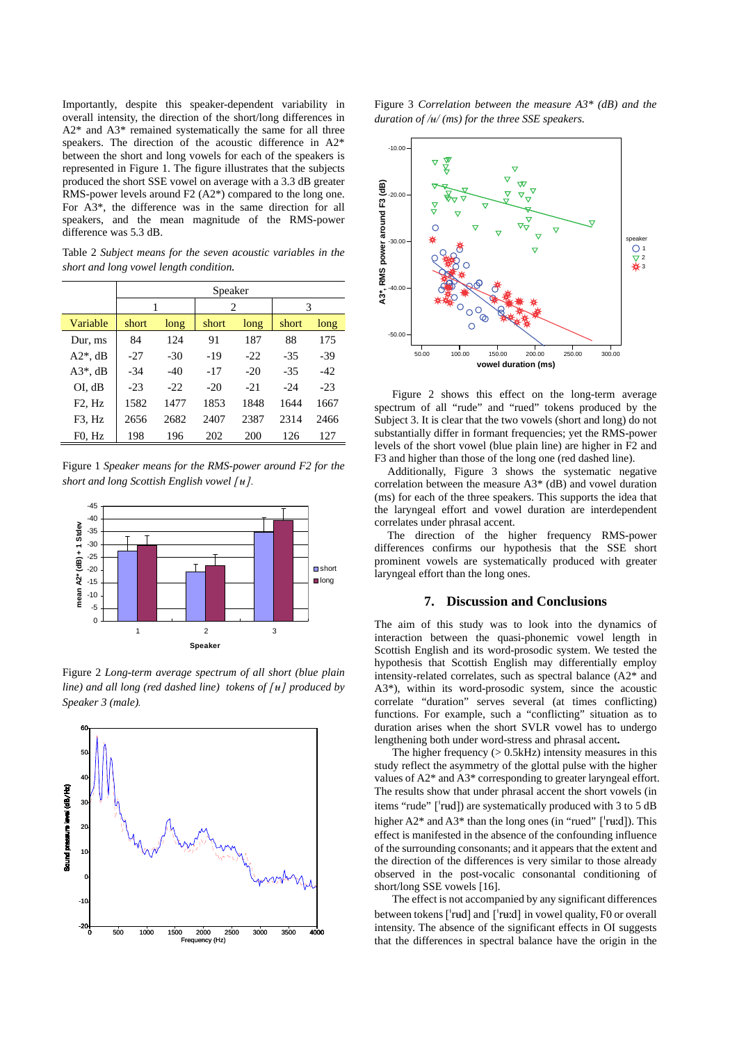Importantly, despite this speaker-dependent variability in overall intensity, the direction of the short/long differences in A2* and A3* remained systematically the same for all three speakers. The direction of the acoustic difference in A2* between the short and long vowels for each of the speakers is represented in Figure 1. The figure illustrates that the subjects produced the short SSE vowel on average with a 3.3 dB greater RMS-power levels around F2 (A2*) compared to the long one. For A3*, the difference was in the same direction for all speakers, and the mean magnitude of the RMS-power difference was 5.3 dB.

Table 2 *Subject means for the seven acoustic variables in the short and long vowel length condition.*

| | Speaker | | | | | |
|---|---|---|---|---|---|---|
| | 1 | | 2 | | 3 | |
| Variable | short | long | short | long | short | long |
| Dur, ms | 84 | 124 | 91 | 187 | 88 | 175 |
| A2*, dB | -27 | -30 | -19 | -22 | -35 | -39 |
| A3*, dB | -34 | -40 | -17 | -20 | -35 | -42 |
| OI, dB | -23 | -22 | -20 | -21 | -24 | -23 |
| F2, Hz | 1582 | 1477 | 1853 | 1848 | 1644 | 1667 |
| F3, Hz | 2656 | 2682 | 2407 | 2387 | 2314 | 2466 |
| F0, Hz | 198 | 196 | 202 | 200 | 126 | 127 |

Figure 1 *Speaker means for the RMS-power around F2 for the short and long Scottish English vowel [ʉ].*

Figure 2 *Long-term average spectrum of all short (blue plain line) and all long (red dashed line) tokens of [ʉ] produced by Speaker 3 (male).*

Figure 3 *Correlation between the measure A3* (dB) and the duration of /ʉ/ (ms) for the three SSE speakers.*

Figure 2 shows this effect on the long-term average spectrum of all "rude" and "rued" tokens produced by the Subject 3. It is clear that the two vowels (short and long) do not substantially differ in formant frequencies; yet the RMS-power levels of the short vowel (blue plain line) are higher in F2 and F3 and higher than those of the long one (red dashed line).

Additionally, Figure 3 shows the systematic negative correlation between the measure A3* (dB) and vowel duration (ms) for each of the three speakers. This supports the idea that the laryngeal effort and vowel duration are interdependent correlates under phrasal accent.

The direction of the higher frequency RMS-power differences confirms our hypothesis that the SSE short prominent vowels are systematically produced with greater laryngeal effort than the long ones.

## 7. Discussion and Conclusions

The aim of this study was to look into the dynamics of interaction between the quasi-phonemic vowel length in Scottish English and its word-prosodic system. We tested the hypothesis that Scottish English may differentially employ intensity-related correlates, such as spectral balance (A2* and A3*), within its word-prosodic system, since the acoustic correlate "duration" serves several (at times conflicting) functions. For example, such a "conflicting" situation as to duration arises when the short SVLR vowel has to undergo lengthening both under word-stress and phrasal accent**.**

The higher frequency (> 0.5kHz) intensity measures in this study reflect the asymmetry of the glottal pulse with the higher values of A2* and A3* corresponding to greater laryngeal effort. The results show that under phrasal accent the short vowels (in items "rude" [ˈrʉd]) are systematically produced with 3 to 5 dB higher A2* and A3* than the long ones (in "rued" [ˈrʉːd]). This effect is manifested in the absence of the confounding influence of the surrounding consonants; and it appears that the extent and the direction of the differences is very similar to those already observed in the post-vocalic consonantal conditioning of short/long SSE vowels [16].

The effect is not accompanied by any significant differences between tokens [ˈrʉd] and [ˈrʉːd] in vowel quality, F0 or overall intensity. The absence of the significant effects in OI suggests that the differences in spectral balance have the origin in the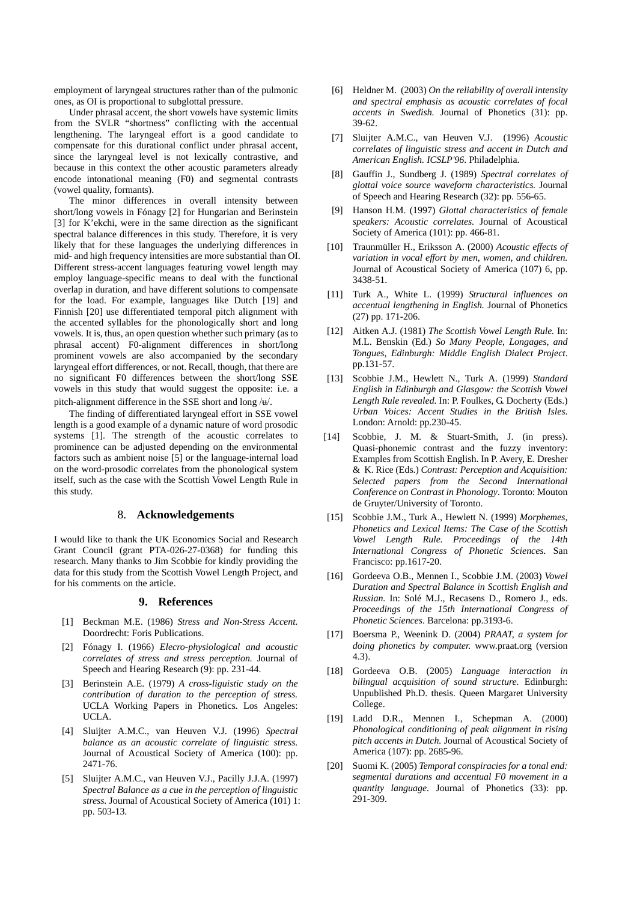employment of laryngeal structures rather than of the pulmonic ones, as OI is proportional to subglottal pressure.

Under phrasal accent, the short vowels have systemic limits from the SVLR "shortness" conflicting with the accentual lengthening. The laryngeal effort is a good candidate to compensate for this durational conflict under phrasal accent, since the laryngeal level is not lexically contrastive, and because in this context the other acoustic parameters already encode intonational meaning (F0) and segmental contrasts (vowel quality, formants).

The minor differences in overall intensity between short/long vowels in Fónagy [2] for Hungarian and Berinstein [3] for K'ekchi, were in the same direction as the significant spectral balance differences in this study. Therefore, it is very likely that for these languages the underlying differences in mid- and high frequency intensities are more substantial than OI. Different stress-accent languages featuring vowel length may employ language-specific means to deal with the functional overlap in duration, and have different solutions to compensate for the load. For example, languages like Dutch [19] and Finnish [20] use differentiated temporal pitch alignment with the accented syllables for the phonologically short and long vowels. It is, thus, an open question whether such primary (as to phrasal accent) F0-alignment differences in short/long prominent vowels are also accompanied by the secondary laryngeal effort differences, or not. Recall, though, that there are no significant F0 differences between the short/long SSE vowels in this study that would suggest the opposite: i.e. a pitch-alignment difference in the SSE short and long /ʉ/.

The finding of differentiated laryngeal effort in SSE vowel length is a good example of a dynamic nature of word prosodic systems [1]. The strength of the acoustic correlates to prominence can be adjusted depending on the environmental factors such as ambient noise [5] or the language-internal load on the word-prosodic correlates from the phonological system itself, such as the case with the Scottish Vowel Length Rule in this study.

## 8. Acknowledgements

I would like to thank the UK Economics Social and Research Grant Council (grant PTA-026-27-0368) for funding this research. Many thanks to Jim Scobbie for kindly providing the data for this study from the Scottish Vowel Length Project, and for his comments on the article.

## 9. References

[1] Beckman M.E. (1986) *Stress and Non-Stress Accent.* Doordrecht: Foris Publications.

[2] Fónagy I. (1966) *Elecro-physiological and acoustic correlates of stress and stress perception.* Journal of Speech and Hearing Research (9): pp. 231-44.

[3] Berinstein A.E. (1979) *A cross-liguistic study on the contribution of duration to the perception of stress.* UCLA Working Papers in Phonetics. Los Angeles: UCLA.

[4] Sluijter A.M.C., van Heuven V.J. (1996) *Spectral balance as an acoustic correlate of linguistic stress.* Journal of Acoustical Society of America (100): pp. 2471-76.

[5] Sluijter A.M.C., van Heuven V.J., Pacilly J.J.A. (1997) *Spectral Balance as a cue in the perception of linguistic stress.* Journal of Acoustical Society of America (101) 1: pp. 503-13.

[6] Heldner M. (2003) *On the reliability of overall intensity and spectral emphasis as acoustic correlates of focal accents in Swedish.* Journal of Phonetics (31): pp. 39-62.

[7] Sluijter A.M.C., van Heuven V.J. (1996) *Acoustic correlates of linguistic stress and accent in Dutch and American English. ICSLP'96*. Philadelphia.

[8] Gauffin J., Sundberg J. (1989) *Spectral correlates of glottal voice source waveform characteristics.* Journal of Speech and Hearing Research (32): pp. 556-65.

[9] Hanson H.M. (1997) *Glottal characteristics of female speakers: Acoustic correlates.* Journal of Acoustical Society of America (101): pp. 466-81.

[10] Traunmüller H., Eriksson A. (2000) *Acoustic effects of variation in vocal effort by men, women, and children.* Journal of Acoustical Society of America (107) 6, pp. 3438-51.

[11] Turk A., White L. (1999) *Structural influences on accentual lengthening in English.* Journal of Phonetics (27) pp. 171-206.

[12] Aitken A.J. (1981) *The Scottish Vowel Length Rule.* In: M.L. Benskin (Ed.) *So Many People, Longages, and Tongues, Edinburgh: Middle English Dialect Project*. pp.131-57.

[13] Scobbie J.M., Hewlett N., Turk A. (1999) *Standard English in Edinburgh and Glasgow: the Scottish Vowel Length Rule revealed.* In: P. Foulkes, G. Docherty (Eds.) *Urban Voices: Accent Studies in the British Isles.* London: Arnold: pp.230-45.

[14] Scobbie, J. M. & Stuart-Smith, J. (in press). Quasi-phonemic contrast and the fuzzy inventory: Examples from Scottish English. In P. Avery, E. Dresher & K. Rice (Eds.) *Contrast: Perception and Acquisition: Selected papers from the Second International Conference on Contrast in Phonology*. Toronto: Mouton de Gruyter/University of Toronto.

[15] Scobbie J.M., Turk A., Hewlett N. (1999) *Morphemes, Phonetics and Lexical Items: The Case of the Scottish Vowel Length Rule. Proceedings of the 14th International Congress of Phonetic Sciences.* San Francisco: pp.1617-20.

[16] Gordeeva O.B., Mennen I., Scobbie J.M. (2003) *Vowel Duration and Spectral Balance in Scottish English and Russian.* In: Solé M.J., Recasens D., Romero J., eds. *Proceedings of the 15th International Congress of Phonetic Sciences*. Barcelona: pp.3193-6.

[17] Boersma P., Weenink D. (2004) *PRAAT, a system for doing phonetics by computer.* www.praat.org (version 4.3).

[18] Gordeeva O.B. (2005) *Language interaction in bilingual acquisition of sound structure.* Edinburgh: Unpublished Ph.D. thesis. Queen Margaret University College.

[19] Ladd D.R., Mennen I., Schepman A. (2000) *Phonological conditioning of peak alignment in rising pitch accents in Dutch.* Journal of Acoustical Society of America (107): pp. 2685-96.

[20] Suomi K. (2005) *Temporal conspiracies for a tonal end: segmental durations and accentual F0 movement in a quantity language.* Journal of Phonetics (33): pp. 291-309.